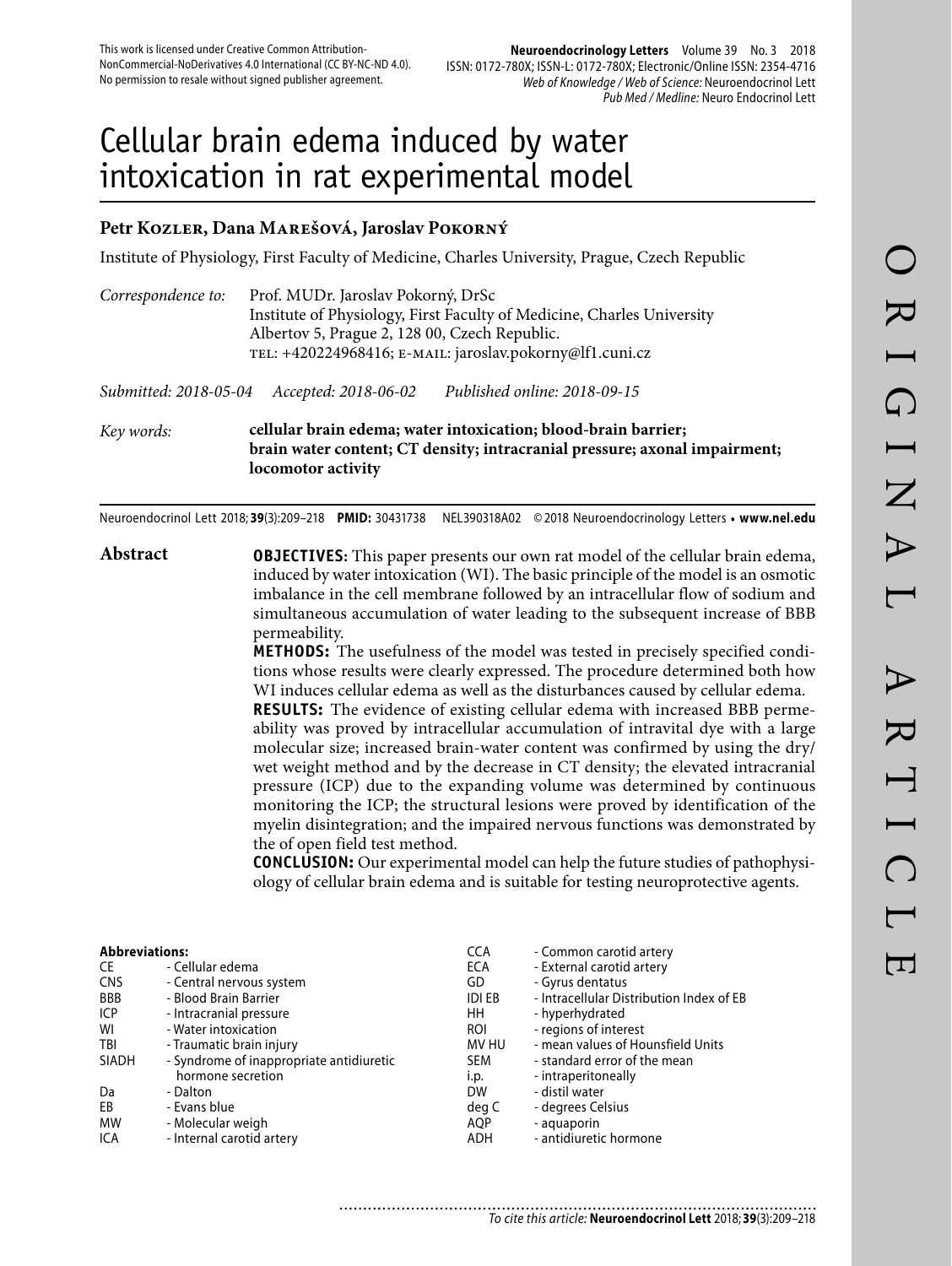This work is licensed under Creative Common Attribution-NonCommercial-NoDerivatives 4.0 International (CC BY-NC-ND 4.0). No permission to resale without signed publisher agreement.

**Neuroendocrinology Letters** Volume 39 No. 3 2018
ISSN: 0172-780X; ISSN-L: 0172-780X; Electronic/Online ISSN: 2354-4716
*Web of Knowledge / Web of Science:* Neuroendocrinol Lett
*Pub Med / Medline:* Neuro Endocrinol Lett

# Cellular brain edema induced by water intoxication in rat experimental model

**Petr Kozler, Dana Marešová, Jaroslav Pokorný**

Institute of Physiology, First Faculty of Medicine, Charles University, Prague, Czech Republic

*Correspondence to:* Prof. MUDr. Jaroslav Pokorný, DrSc
Institute of Physiology, First Faculty of Medicine, Charles University
Albertov 5, Prague 2, 128 00, Czech Republic.
TEL: +420224968416; E-MAIL: jaroslav.pokorny@lf1.cuni.cz

*Submitted: 2018-05-04* *Accepted: 2018-06-02* *Published online: 2018-09-15*

*Key words:* **cellular brain edema; water intoxication; blood-brain barrier; brain water content; CT density; intracranial pressure; axonal impairment; locomotor activity**

Neuroendocrinol Lett 2018; **39**(3):209–218 **PMID:** 30431738 NEL390318A02 © 2018 Neuroendocrinology Letters • **www.nel.edu**

## Abstract

**OBJECTIVES:** This paper presents our own rat model of the cellular brain edema, induced by water intoxication (WI). The basic principle of the model is an osmotic imbalance in the cell membrane followed by an intracellular flow of sodium and simultaneous accumulation of water leading to the subsequent increase of BBB permeability.

**METHODS:** The usefulness of the model was tested in precisely specified conditions whose results were clearly expressed. The procedure determined both how WI induces cellular edema as well as the disturbances caused by cellular edema.

**RESULTS:** The evidence of existing cellular edema with increased BBB permeability was proved by intracellular accumulation of intravital dye with a large molecular size; increased brain-water content was confirmed by using the dry/wet weight method and by the decrease in CT density; the elevated intracranial pressure (ICP) due to the expanding volume was determined by continuous monitoring the ICP; the structural lesions were proved by identification of the myelin disintegration; and the impaired nervous functions was demonstrated by the of open field test method.

**CONCLUSION:** Our experimental model can help the future studies of pathophysiology of cellular brain edema and is suitable for testing neuroprotective agents.

**Abbreviations:**

| | |
|---|---|
| CE | - Cellular edema |
| CNS | - Central nervous system |
| BBB | - Blood Brain Barrier |
| ICP | - Intracranial pressure |
| WI | - Water intoxication |
| TBI | - Traumatic brain injury |
| SIADH | - Syndrome of inappropriate antidiuretic hormone secretion |
| Da | - Dalton |
| EB | - Evans blue |
| MW | - Molecular weigh |
| ICA | - Internal carotid artery |
| CCA | - Common carotid artery |
| ECA | - External carotid artery |
| GD | - Gyrus dentatus |
| IDI EB | - Intracellular Distribution Index of EB |
| HH | - hyperhydrated |
| ROI | - regions of interest |
| MV HU | - mean values of Hounsfield Units |
| SEM | - standard error of the mean |
| i.p. | - intraperitoneally |
| DW | - distil water |
| deg C | - degrees Celsius |
| AQP | - aquaporin |
| ADH | - antidiuretic hormone |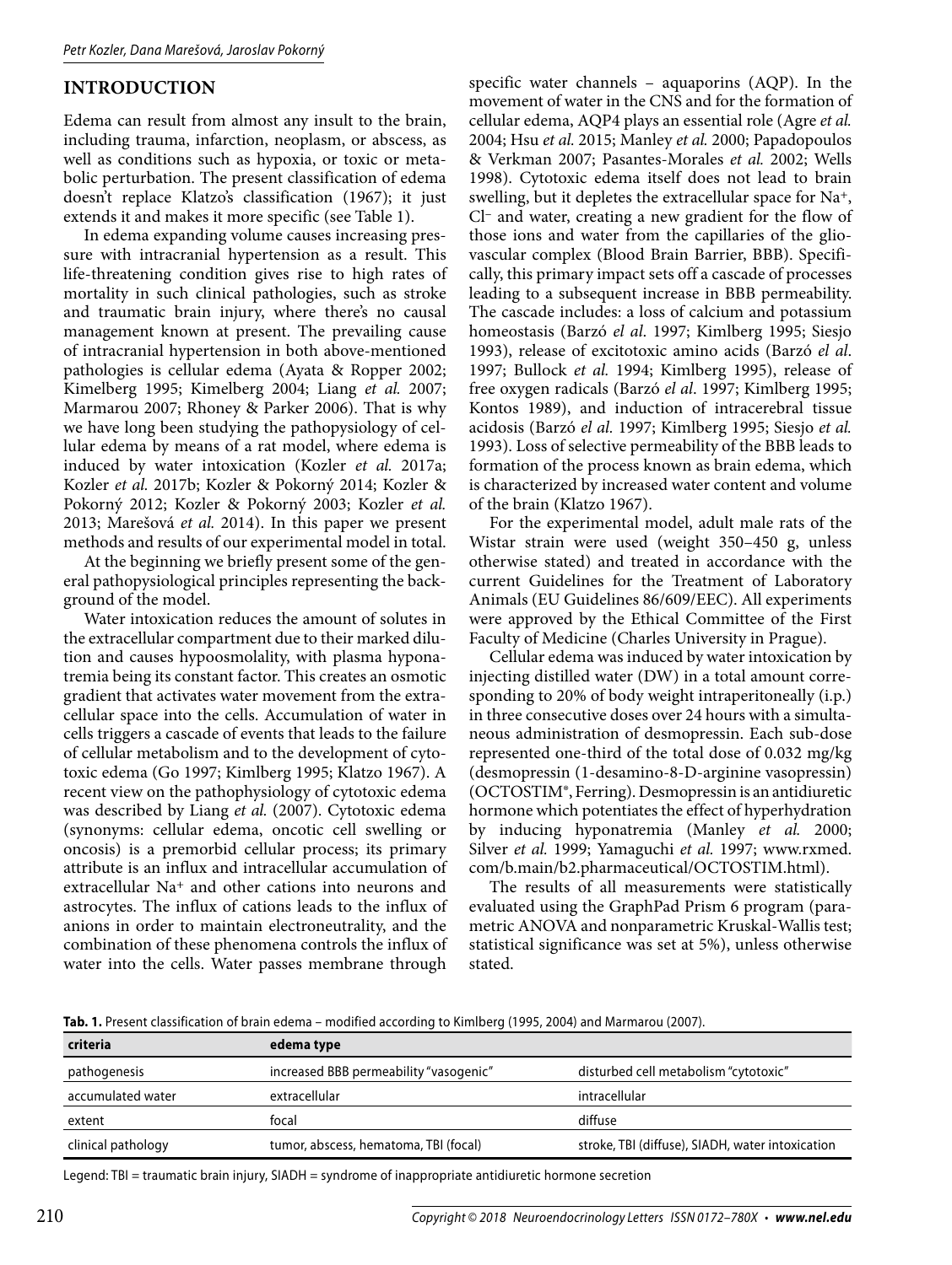## INTRODUCTION

Edema can result from almost any insult to the brain, including trauma, infarction, neoplasm, or abscess, as well as conditions such as hypoxia, or toxic or metabolic perturbation. The present classification of edema doesn't replace Klatzo's classification (1967); it just extends it and makes it more specific (see Table 1).

In edema expanding volume causes increasing pressure with intracranial hypertension as a result. This life-threatening condition gives rise to high rates of mortality in such clinical pathologies, such as stroke and traumatic brain injury, where there's no causal management known at present. The prevailing cause of intracranial hypertension in both above-mentioned pathologies is cellular edema (Ayata & Ropper 2002; Kimelberg 1995; Kimelberg 2004; Liang *et al.* 2007; Marmarou 2007; Rhoney & Parker 2006). That is why we have long been studying the pathopsyiology of cellular edema by means of a rat model, where edema is induced by water intoxication (Kozler *et al.* 2017a; Kozler *et al.* 2017b; Kozler & Pokorný 2014; Kozler & Pokorný 2012; Kozler & Pokorný 2003; Kozler *et al.* 2013; Marešová *et al.* 2014). In this paper we present methods and results of our experimental model in total.

At the beginning we briefly present some of the general pathopysiological principles representing the background of the model.

Water intoxication reduces the amount of solutes in the extracellular compartment due to their marked dilution and causes hypoosmolality, with plasma hyponatremia being its constant factor. This creates an osmotic gradient that activates water movement from the extracellular space into the cells. Accumulation of water in cells triggers a cascade of events that leads to the failure of cellular metabolism and to the development of cytotoxic edema (Go 1997; Kimlberg 1995; Klatzo 1967). A recent view on the pathophysiology of cytotoxic edema was described by Liang *et al.* (2007). Cytotoxic edema (synonyms: cellular edema, oncotic cell swelling or oncosis) is a premorbid cellular process; its primary attribute is an influx and intracellular accumulation of extracellular $Na^+$ and other cations into neurons and astrocytes. The influx of cations leads to the influx of anions in order to maintain electroneutrality, and the combination of these phenomena controls the influx of water into the cells. Water passes membrane through specific water channels – aquaporins (AQP). In the movement of water in the CNS and for the formation of cellular edema, AQP4 plays an essential role (Agre *et al.* 2004; Hsu *et al.* 2015; Manley *et al.* 2000; Papadopoulos & Verkman 2007; Pasantes-Morales *et al.* 2002; Wells 1998). Cytotoxic edema itself does not lead to brain swelling, but it depletes the extracellular space for $Na^+$, $Cl^-$ and water, creating a new gradient for the flow of those ions and water from the capillaries of the gliovascular complex (Blood Brain Barrier, BBB). Specifically, this primary impact sets off a cascade of processes leading to a subsequent increase in BBB permeability. The cascade includes: a loss of calcium and potassium homeostasis (Barzó *el al*. 1997; Kimlberg 1995; Siesjo 1993), release of excitotoxic amino acids (Barzó *el al*. 1997; Bullock *et al.* 1994; Kimlberg 1995), release of free oxygen radicals (Barzó *el al*. 1997; Kimlberg 1995; Kontos 1989), and induction of intracerebral tissue acidosis (Barzó *el al.* 1997; Kimlberg 1995; Siesjo *et al.* 1993). Loss of selective permeability of the BBB leads to formation of the process known as brain edema, which is characterized by increased water content and volume of the brain (Klatzo 1967).

For the experimental model, adult male rats of the Wistar strain were used (weight 350–450 g, unless otherwise stated) and treated in accordance with the current Guidelines for the Treatment of Laboratory Animals (EU Guidelines 86/609/EEC). All experiments were approved by the Ethical Committee of the First Faculty of Medicine (Charles University in Prague).

Cellular edema was induced by water intoxication by injecting distilled water (DW) in a total amount corresponding to 20% of body weight intraperitoneally (i.p.) in three consecutive doses over 24 hours with a simultaneous administration of desmopressin. Each sub-dose represented one-third of the total dose of 0.032 mg/kg (desmopressin (1-desamino-8-D-arginine vasopressin) (OCTOSTIM®, Ferring). Desmopressin is an antidiuretic hormone which potentiates the effect of hyperhydration by inducing hyponatremia (Manley *et al.* 2000; Silver *et al.* 1999; Yamaguchi *et al.* 1997; www.rxmed.com/b.main/b2.pharmaceutical/OCTOSTIM.html).

The results of all measurements were statistically evaluated using the GraphPad Prism 6 program (parametric ANOVA and nonparametric Kruskal-Wallis test; statistical significance was set at 5%), unless otherwise stated.

**Tab. 1.** Present classification of brain edema – modified according to Kimlberg (1995, 2004) and Marmarou (2007).

| criteria | edema type | |
|---|---|---|
| pathogenesis | increased BBB permeability "vasogenic" | disturbed cell metabolism "cytotoxic" |
| accumulated water | extracellular | intracellular |
| extent | focal | diffuse |
| clinical pathology | tumor, abscess, hematoma, TBI (focal) | stroke, TBI (diffuse), SIADH, water intoxication |

Legend: TBI = traumatic brain injury, SIADH = syndrome of inappropriate antidiuretic hormone secretion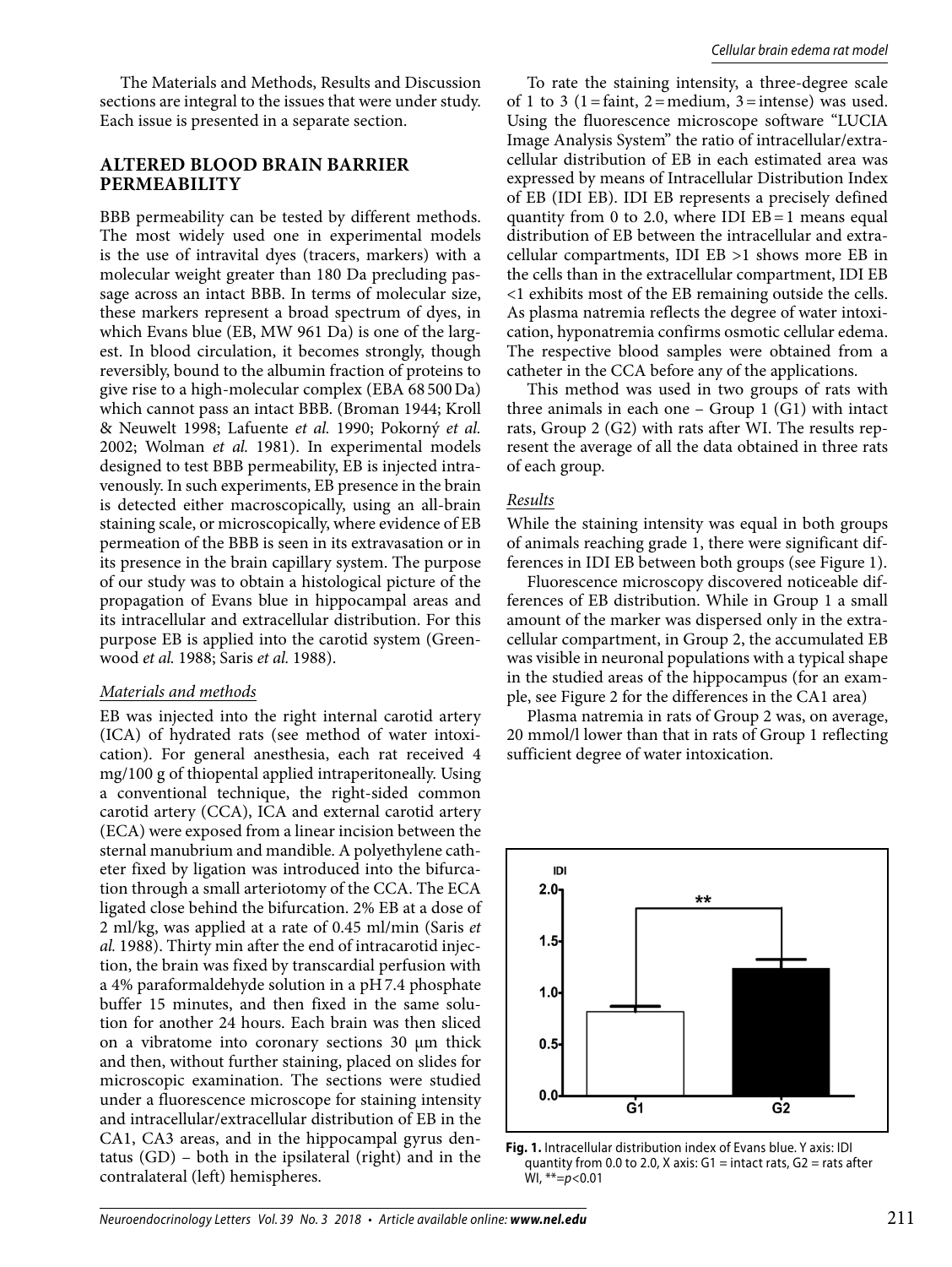The Materials and Methods, Results and Discussion sections are integral to the issues that were under study. Each issue is presented in a separate section.

## ALTERED BLOOD BRAIN BARRIER PERMEABILITY

BBB permeability can be tested by different methods. The most widely used one in experimental models is the use of intravital dyes (tracers, markers) with a molecular weight greater than 180 Da precluding passage across an intact BBB. In terms of molecular size, these markers represent a broad spectrum of dyes, in which Evans blue (EB, MW 961 Da) is one of the largest. In blood circulation, it becomes strongly, though reversibly, bound to the albumin fraction of proteins to give rise to a high-molecular complex (EBA 68 500 Da) which cannot pass an intact BBB. (Broman 1944; Kroll & Neuwelt 1998; Lafuente *et al.* 1990; Pokorný *et al.* 2002; Wolman *et al.* 1981). In experimental models designed to test BBB permeability, EB is injected intravenously. In such experiments, EB presence in the brain is detected either macroscopically, using an all-brain staining scale, or microscopically, where evidence of EB permeation of the BBB is seen in its extravasation or in its presence in the brain capillary system. The purpose of our study was to obtain a histological picture of the propagation of Evans blue in hippocampal areas and its intracellular and extracellular distribution. For this purpose EB is applied into the carotid system (Greenwood *et al.* 1988; Saris *et al.* 1988).

### *Materials and methods*

EB was injected into the right internal carotid artery (ICA) of hydrated rats (see method of water intoxication). For general anesthesia, each rat received 4 mg/100 g of thiopental applied intraperitoneally. Using a conventional technique, the right-sided common carotid artery (CCA), ICA and external carotid artery (ECA) were exposed from a linear incision between the sternal manubrium and mandible. A polyethylene catheter fixed by ligation was introduced into the bifurcation through a small arteriotomy of the CCA. The ECA ligated close behind the bifurcation. 2% EB at a dose of 2 ml/kg, was applied at a rate of 0.45 ml/min (Saris *et al.* 1988). Thirty min after the end of intracarotid injection, the brain was fixed by transcardial perfusion with a 4% paraformaldehyde solution in a pH 7.4 phosphate buffer 15 minutes, and then fixed in the same solution for another 24 hours. Each brain was then sliced on a vibratome into coronary sections 30 μm thick and then, without further staining, placed on slides for microscopic examination. The sections were studied under a fluorescence microscope for staining intensity and intracellular/extracellular distribution of EB in the CA1, CA3 areas, and in the hippocampal gyrus dentatus (GD) – both in the ipsilateral (right) and in the contralateral (left) hemispheres.

To rate the staining intensity, a three-degree scale of 1 to 3 (1 = faint, 2 = medium, 3 = intense) was used. Using the fluorescence microscope software "LUCIA Image Analysis System" the ratio of intracellular/extracellular distribution of EB in each estimated area was expressed by means of Intracellular Distribution Index of EB (IDI EB). IDI EB represents a precisely defined quantity from 0 to 2.0, where IDI EB = 1 means equal distribution of EB between the intracellular and extracellular compartments, IDI EB >1 shows more EB in the cells than in the extracellular compartment, IDI EB <1 exhibits most of the EB remaining outside the cells. As plasma natremia reflects the degree of water intoxication, hyponatremia confirms osmotic cellular edema. The respective blood samples were obtained from a catheter in the CCA before any of the applications.

This method was used in two groups of rats with three animals in each one – Group 1 (G1) with intact rats, Group 2 (G2) with rats after WI. The results represent the average of all the data obtained in three rats of each group.

### *Results*

While the staining intensity was equal in both groups of animals reaching grade 1, there were significant differences in IDI EB between both groups (see Figure 1).

Fluorescence microscopy discovered noticeable differences of EB distribution. While in Group 1 a small amount of the marker was dispersed only in the extracellular compartment, in Group 2, the accumulated EB was visible in neuronal populations with a typical shape in the studied areas of the hippocampus (for an example, see Figure 2 for the differences in the CA1 area)

Plasma natremia in rats of Group 2 was, on average, 20 mmol/l lower than that in rats of Group 1 reflecting sufficient degree of water intoxication.

**Fig. 1.** Intracellular distribution index of Evans blue. Y axis: IDI quantity from 0.0 to 2.0, X axis: G1 = intact rats, G2 = rats after WI, ** = $p<0.01$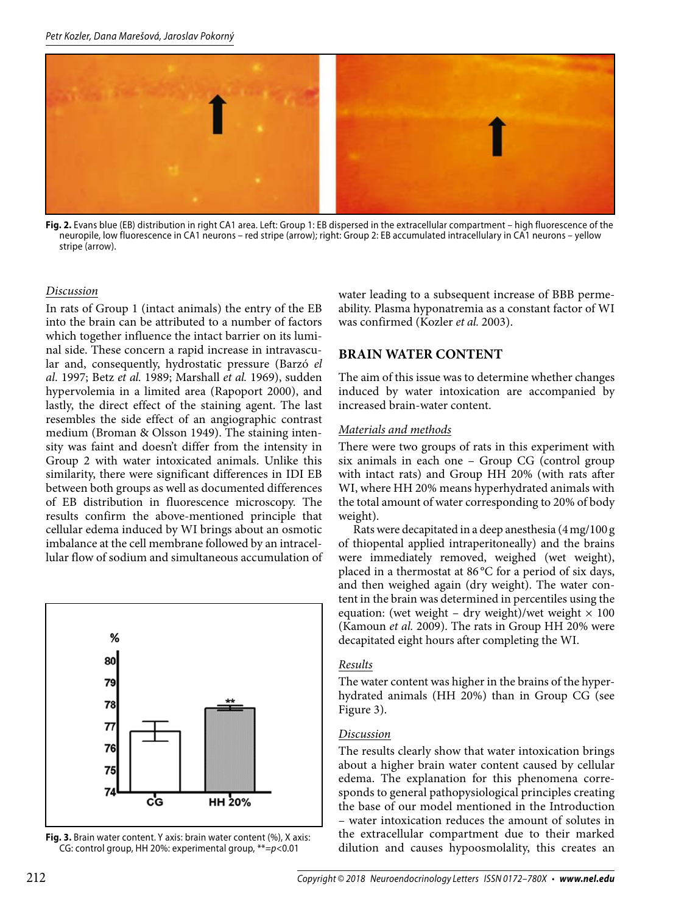Fig. 2. Evans blue (EB) distribution in right CA1 area. Left: Group 1: EB dispersed in the extracellular compartment – high fluorescence of the neuropile, low fluorescence in CA1 neurons – red stripe (arrow); right: Group 2: EB accumulated intracellulary in CA1 neurons – yellow stripe (arrow).

*Discussion*

In rats of Group 1 (intact animals) the entry of the EB into the brain can be attributed to a number of factors which together influence the intact barrier on its luminal side. These concern a rapid increase in intravascular and, consequently, hydrostatic pressure (Barzó *el al.* 1997; Betz *et al.* 1989; Marshall *et al.* 1969), sudden hypervolemia in a limited area (Rapoport 2000), and lastly, the direct effect of the staining agent. The last resembles the side effect of an angiographic contrast medium (Broman & Olsson 1949). The staining intensity was faint and doesn't differ from the intensity in Group 2 with water intoxicated animals. Unlike this similarity, there were significant differences in IDI EB between both groups as well as documented differences of EB distribution in fluorescence microscopy. The results confirm the above-mentioned principle that cellular edema induced by WI brings about an osmotic imbalance at the cell membrane followed by an intracellular flow of sodium and simultaneous accumulation of water leading to a subsequent increase of BBB permeability. Plasma hyponatremia as a constant factor of WI was confirmed (Kozler *et al.* 2003).

Fig. 3. Brain water content. Y axis: brain water content (%), X axis: CG: control group, HH 20%: experimental group, $^{**}$=$p<0.01$

## BRAIN WATER CONTENT

The aim of this issue was to determine whether changes induced by water intoxication are accompanied by increased brain-water content.

*Materials and methods*

There were two groups of rats in this experiment with six animals in each one – Group CG (control group with intact rats) and Group HH 20% (with rats after WI, where HH 20% means hyperhydrated animals with the total amount of water corresponding to 20% of body weight).

Rats were decapitated in a deep anesthesia (4 mg/100 g of thiopental applied intraperitoneally) and the brains were immediately removed, weighed (wet weight), placed in a thermostat at 86 °C for a period of six days, and then weighed again (dry weight). The water content in the brain was determined in percentiles using the equation: (wet weight – dry weight)/wet weight $\times$ 100 (Kamoun *et al.* 2009). The rats in Group HH 20% were decapitated eight hours after completing the WI.

*Results*

The water content was higher in the brains of the hyperhydrated animals (HH 20%) than in Group CG (see Figure 3).

*Discussion*

The results clearly show that water intoxication brings about a higher brain water content caused by cellular edema. The explanation for this phenomena corresponds to general pathopysiological principles creating the base of our model mentioned in the Introduction – water intoxication reduces the amount of solutes in the extracellular compartment due to their marked dilution and causes hypoosmolality, this creates an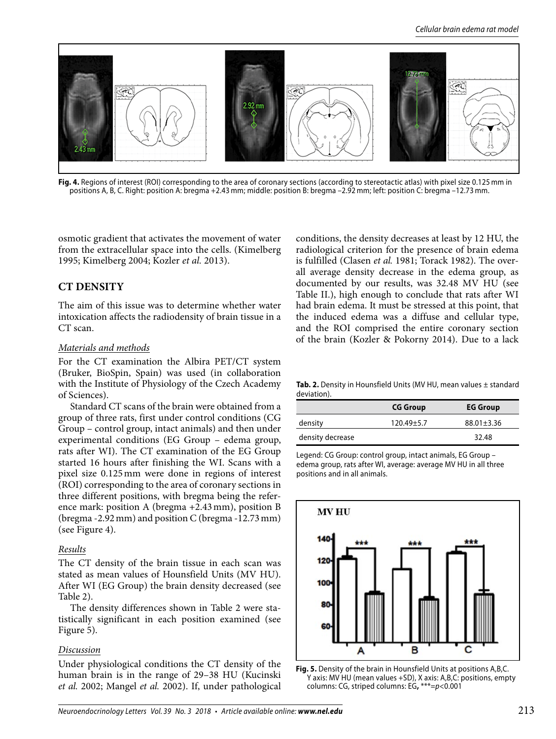**Fig. 4.** Regions of interest (ROI) corresponding to the area of coronary sections (according to stereotactic atlas) with pixel size 0.125 mm in positions A, B, C. Right: position A: bregma +2.43 mm; middle: position B: bregma –2.92 mm; left: position C: bregma –12.73 mm.

osmotic gradient that activates the movement of water from the extracellular space into the cells. (Kimelberg 1995; Kimelberg 2004; Kozler *et al.* 2013).

## CT DENSITY

The aim of this issue was to determine whether water intoxication affects the radiodensity of brain tissue in a CT scan.

### *Materials and methods*

For the CT examination the Albira PET/CT system (Bruker, BioSpin, Spain) was used (in collaboration with the Institute of Physiology of the Czech Academy of Sciences).

Standard CT scans of the brain were obtained from a group of three rats, first under control conditions (CG Group – control group, intact animals) and then under experimental conditions (EG Group – edema group, rats after WI). The CT examination of the EG Group started 16 hours after finishing the WI. Scans with a pixel size 0.125 mm were done in regions of interest (ROI) corresponding to the area of coronary sections in three different positions, with bregma being the reference mark: position A (bregma +2.43 mm), position B (bregma -2.92 mm) and position C (bregma -12.73 mm) (see Figure 4).

### *Results*

The CT density of the brain tissue in each scan was stated as mean values of Hounsfield Units (MV HU). After WI (EG Group) the brain density decreased (see Table 2).

The density differences shown in Table 2 were statistically significant in each position examined (see Figure 5).

### *Discussion*

Under physiological conditions the CT density of the human brain is in the range of 29–38 HU (Kucinski *et al.* 2002; Mangel *et al.* 2002). If, under pathological conditions, the density decreases at least by 12 HU, the radiological criterion for the presence of brain edema is fulfilled (Clasen *et al.* 1981; Torack 1982). The overall average density decrease in the edema group, as documented by our results, was 32.48 MV HU (see Table II.), high enough to conclude that rats after WI had brain edema. It must be stressed at this point, that the induced edema was a diffuse and cellular type, and the ROI comprised the entire coronary section of the brain (Kozler & Pokorny 2014). Due to a lack

**Tab. 2.** Density in Hounsfield Units (MV HU, mean values ± standard deviation).

| | CG Group | EG Group |
|---|---|---|
| density | 120.49±5.7 | 88.01±3.36 |
| density decrease | | 32.48 |

Legend: CG Group: control group, intact animals, EG Group – edema group, rats after WI, average: average MV HU in all three positions and in all animals.

**Fig. 5.** Density of the brain in Hounsfield Units at positions A,B,C. Y axis: MV HU (mean values +SD), X axis: A,B,C: positions, empty columns: CG, striped columns: EG, ***=$p<0.001$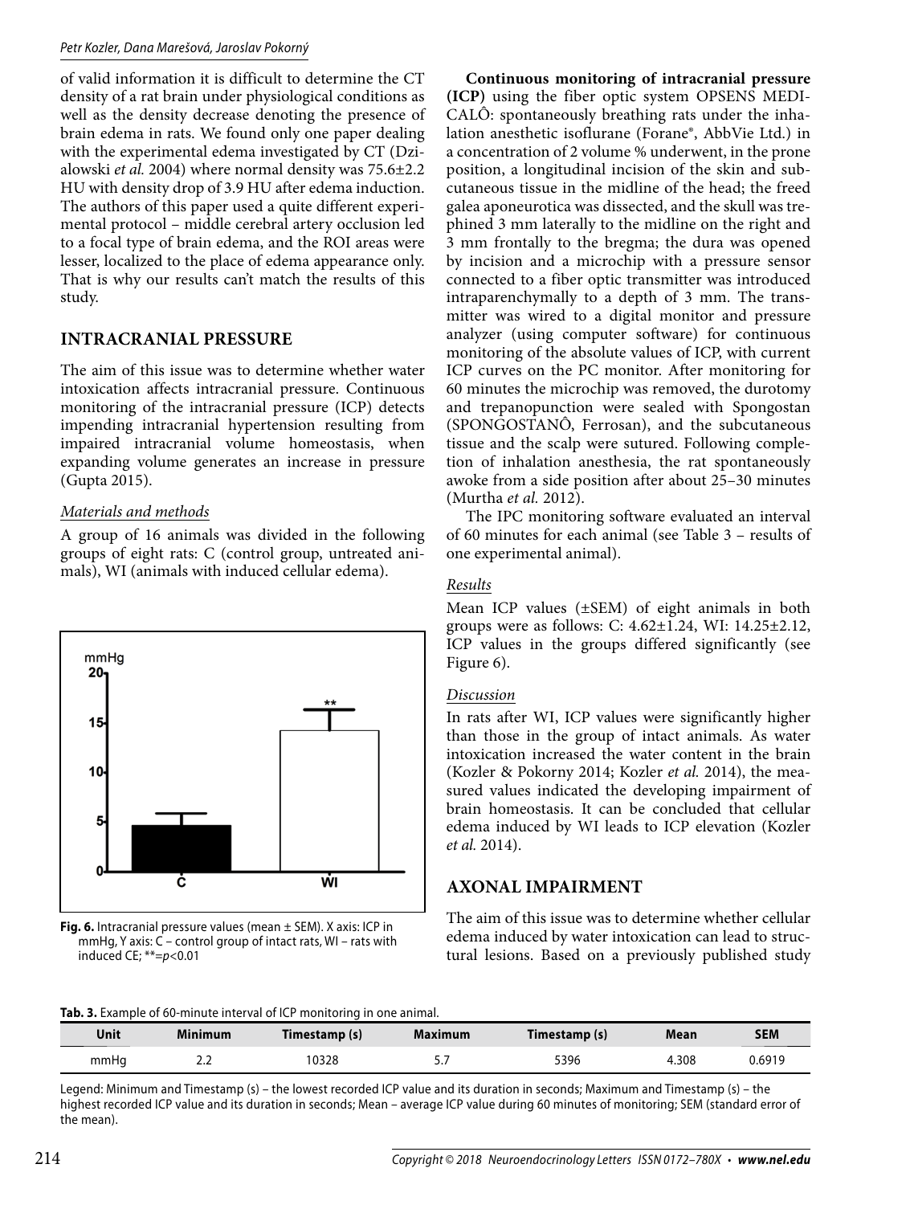of valid information it is difficult to determine the CT density of a rat brain under physiological conditions as well as the density decrease denoting the presence of brain edema in rats. We found only one paper dealing with the experimental edema investigated by CT (Dzialowski *et al.* 2004) where normal density was 75.6±2.2 HU with density drop of 3.9 HU after edema induction. The authors of this paper used a quite different experimental protocol – middle cerebral artery occlusion led to a focal type of brain edema, and the ROI areas were lesser, localized to the place of edema appearance only. That is why our results can't match the results of this study.

## INTRACRANIAL PRESSURE

The aim of this issue was to determine whether water intoxication affects intracranial pressure. Continuous monitoring of the intracranial pressure (ICP) detects impending intracranial hypertension resulting from impaired intracranial volume homeostasis, when expanding volume generates an increase in pressure (Gupta 2015).

### *Materials and methods*

A group of 16 animals was divided in the following groups of eight rats: C (control group, untreated animals), WI (animals with induced cellular edema).

**Fig. 6.** Intracranial pressure values (mean ± SEM). X axis: ICP in mmHg, Y axis: C – control group of intact rats, WI – rats with induced CE; **=$p$<0.01

**Continuous monitoring of intracranial pressure (ICP)** using the fiber optic system OPSENS MEDICALÔ: spontaneously breathing rats under the inhalation anesthetic isoflurane (Forane®, AbbVie Ltd.) in a concentration of 2 volume % underwent, in the prone position, a longitudinal incision of the skin and subcutaneous tissue in the midline of the head; the freed galea aponeurotica was dissected, and the skull was trephined 3 mm laterally to the midline on the right and 3 mm frontally to the bregma; the dura was opened by incision and a microchip with a pressure sensor connected to a fiber optic transmitter was introduced intraparenchymally to a depth of 3 mm. The transmitter was wired to a digital monitor and pressure analyzer (using computer software) for continuous monitoring of the absolute values of ICP, with current ICP curves on the PC monitor. After monitoring for 60 minutes the microchip was removed, the durotomy and trepanopunction were sealed with Spongostan (SPONGOSTANÔ, Ferrosan), and the subcutaneous tissue and the scalp were sutured. Following completion of inhalation anesthesia, the rat spontaneously awoke from a side position after about 25–30 minutes (Murtha *et al.* 2012).

The IPC monitoring software evaluated an interval of 60 minutes for each animal (see Table 3 – results of one experimental animal).

### *Results*

Mean ICP values (±SEM) of eight animals in both groups were as follows: C: 4.62±1.24, WI: 14.25±2.12, ICP values in the groups differed significantly (see Figure 6).

### *Discussion*

In rats after WI, ICP values were significantly higher than those in the group of intact animals. As water intoxication increased the water content in the brain (Kozler & Pokorny 2014; Kozler *et al.* 2014), the measured values indicated the developing impairment of brain homeostasis. It can be concluded that cellular edema induced by WI leads to ICP elevation (Kozler *et al.* 2014).

## AXONAL IMPAIRMENT

The aim of this issue was to determine whether cellular edema induced by water intoxication can lead to structural lesions. Based on a previously published study

**Tab. 3.** Example of 60-minute interval of ICP monitoring in one animal.

| Unit | Minimum | Timestamp (s) | Maximum | Timestamp (s) | Mean | SEM |
|---|---|---|---|---|---|---|
| mmHg | 2.2 | 10328 | 5.7 | 5396 | 4.308 | 0.6919 |

Legend: Minimum and Timestamp (s) – the lowest recorded ICP value and its duration in seconds; Maximum and Timestamp (s) – the highest recorded ICP value and its duration in seconds; Mean – average ICP value during 60 minutes of monitoring; SEM (standard error of the mean).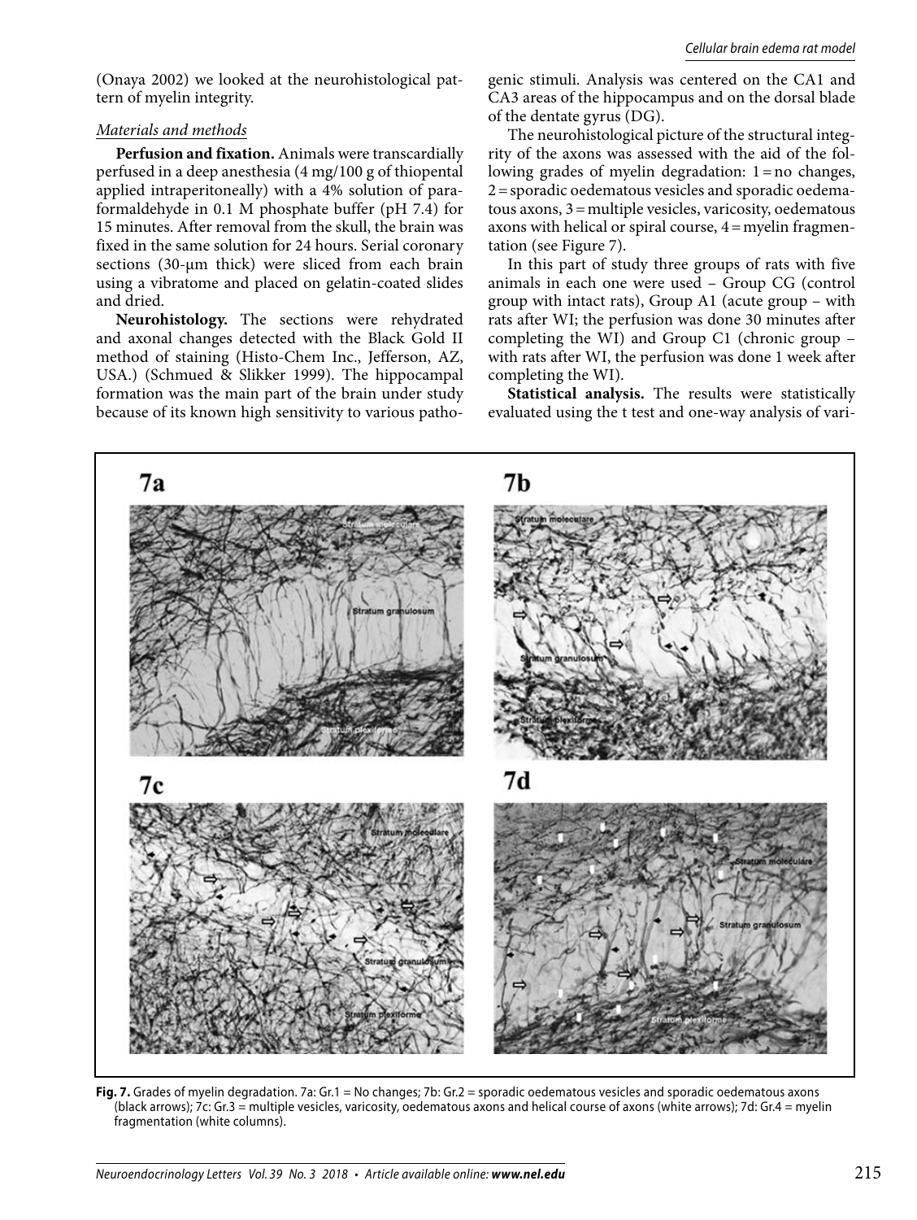(Onaya 2002) we looked at the neurohistological pattern of myelin integrity.

*Materials and methods*

**Perfusion and fixation.** Animals were transcardially perfused in a deep anesthesia (4 mg/100 g of thiopental applied intraperitoneally) with a 4% solution of paraformaldehyde in 0.1 M phosphate buffer (pH 7.4) for 15 minutes. After removal from the skull, the brain was fixed in the same solution for 24 hours. Serial coronary sections (30-µm thick) were sliced from each brain using a vibratome and placed on gelatin-coated slides and dried.

**Neurohistology.** The sections were rehydrated and axonal changes detected with the Black Gold II method of staining (Histo-Chem Inc., Jefferson, AZ, USA.) (Schmued & Slikker 1999). The hippocampal formation was the main part of the brain under study because of its known high sensitivity to various pathogenic stimuli. Analysis was centered on the CA1 and CA3 areas of the hippocampus and on the dorsal blade of the dentate gyrus (DG).

The neurohistological picture of the structural integrity of the axons was assessed with the aid of the following grades of myelin degradation: 1 = no changes, 2 = sporadic oedematous vesicles and sporadic oedematous axons, 3 = multiple vesicles, varicosity, oedematous axons with helical or spiral course, 4 = myelin fragmentation (see Figure 7).

In this part of study three groups of rats with five animals in each one were used – Group CG (control group with intact rats), Group A1 (acute group – with rats after WI; the perfusion was done 30 minutes after completing the WI) and Group C1 (chronic group – with rats after WI, the perfusion was done 1 week after completing the WI).

**Statistical analysis.** The results were statistically evaluated using the t test and one-way analysis of vari-

**Fig. 7.** Grades of myelin degradation. 7a: Gr.1 = No changes; 7b: Gr.2 = sporadic oedematous vesicles and sporadic oedematous axons (black arrows); 7c: Gr.3 = multiple vesicles, varicosity, oedematous axons and helical course of axons (white arrows); 7d: Gr.4 = myelin fragmentation (white columns).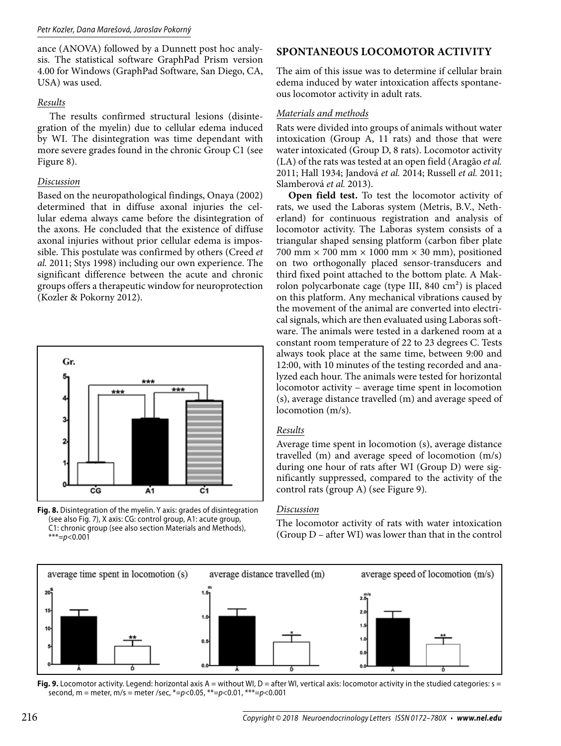ance (ANOVA) followed by a Dunnett post hoc analysis. The statistical software GraphPad Prism version 4.00 for Windows (GraphPad Software, San Diego, CA, USA) was used.

*Results*

The results confirmed structural lesions (disintegration of the myelin) due to cellular edema induced by WI. The disintegration was time dependant with more severe grades found in the chronic Group C1 (see Figure 8).

*Discussion*

Based on the neuropathological findings, Onaya (2002) determined that in diffuse axonal injuries the cellular edema always came before the disintegration of the axons. He concluded that the existence of diffuse axonal injuries without prior cellular edema is impossible. This postulate was confirmed by others (Creed *et al.* 2011; Stys 1998) including our own experience. The significant difference between the acute and chronic groups offers a therapeutic window for neuroprotection (Kozler & Pokorny 2012).

**Fig. 8.** Disintegration of the myelin. Y axis: grades of disintegration (see also Fig. 7), X axis: CG: control group, A1: acute group, C1: chronic group (see also section Materials and Methods), ***=$p<0.001$

## SPONTANEOUS LOCOMOTOR ACTIVITY

The aim of this issue was to determine if cellular brain edema induced by water intoxication affects spontaneous locomotor activity in adult rats.

*Materials and methods*

Rats were divided into groups of animals without water intoxication (Group A, 11 rats) and those that were water intoxicated (Group D, 8 rats). Locomotor activity (LA) of the rats was tested at an open field (Aragão *et al.* 2011; Hall 1934; Jandová *et al.* 2014; Russell *et al.* 2011; Slamberová *et al.* 2013).

**Open field test.** To test the locomotor activity of rats, we used the Laboras system (Metris, B.V., Netherland) for continuous registration and analysis of locomotor activity. The Laboras system consists of a triangular shaped sensing platform (carbon fiber plate 700 mm × 700 mm × 1000 mm × 30 mm), positioned on two orthogonally placed sensor-transducers and third fixed point attached to the bottom plate. A Makrolon polycarbonate cage (type III, 840 cm$^2$) is placed on this platform. Any mechanical vibrations caused by the movement of the animal are converted into electrical signals, which are then evaluated using Laboras software. The animals were tested in a darkened room at a constant room temperature of 22 to 23 degrees C. Tests always took place at the same time, between 9:00 and 12:00, with 10 minutes of the testing recorded and analyzed each hour. The animals were tested for horizontal locomotor activity – average time spent in locomotion (s), average distance travelled (m) and average speed of locomotion (m/s).

*Results*

Average time spent in locomotion (s), average distance travelled (m) and average speed of locomotion (m/s) during one hour of rats after WI (Group D) were significantly suppressed, compared to the activity of the control rats (group A) (see Figure 9).

*Discussion*

The locomotor activity of rats with water intoxication (Group D – after WI) was lower than that in the control

**Fig. 9.** Locomotor activity. Legend: horizontal axis A = without WI, D = after WI, vertical axis: locomotor activity in the studied categories: s = second, m = meter, m/s = meter /sec, *=$p<0.05$, **=$p<0.01$, ***=$p<0.001$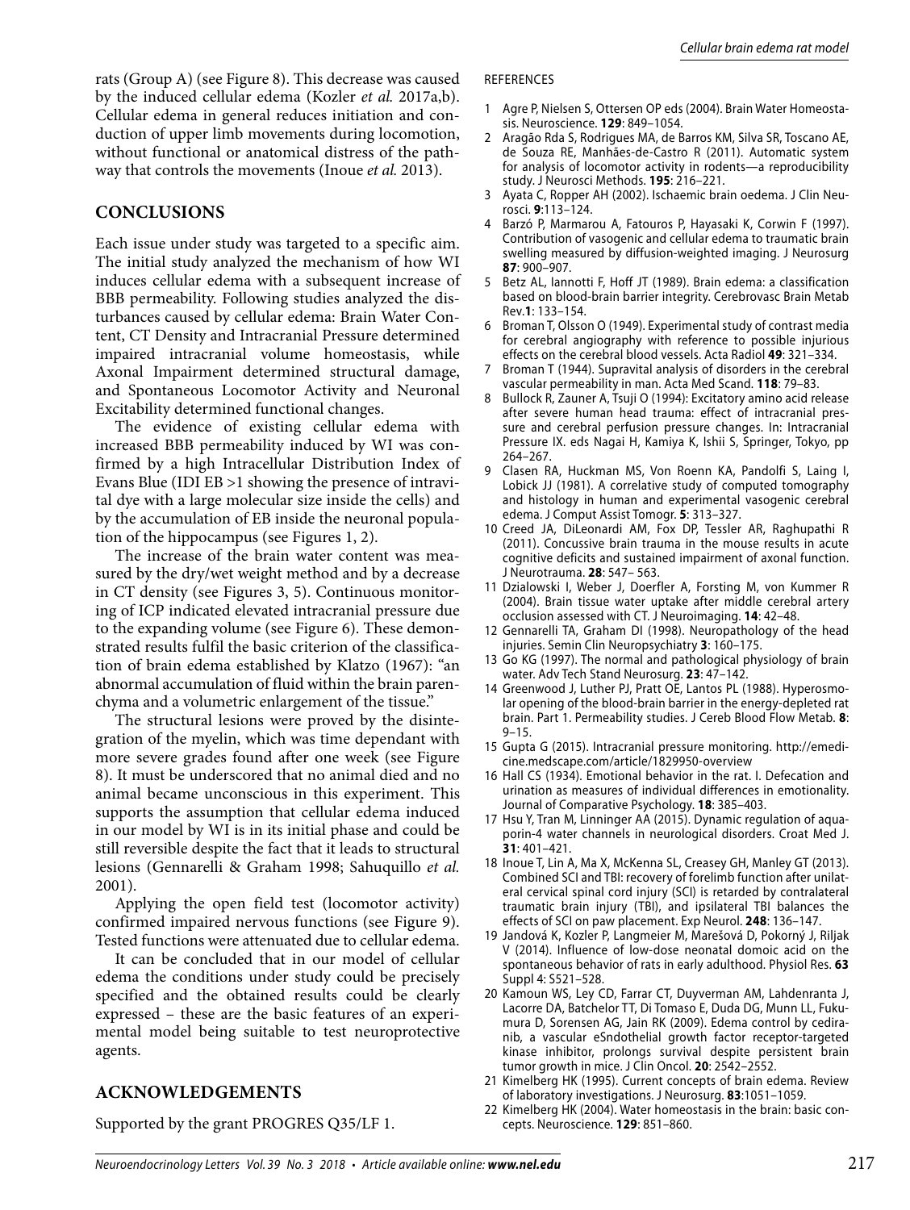rats (Group A) (see Figure 8). This decrease was caused by the induced cellular edema (Kozler *et al.* 2017a,b). Cellular edema in general reduces initiation and conduction of upper limb movements during locomotion, without functional or anatomical distress of the pathway that controls the movements (Inoue *et al.* 2013).

## CONCLUSIONS

Each issue under study was targeted to a specific aim. The initial study analyzed the mechanism of how WI induces cellular edema with a subsequent increase of BBB permeability. Following studies analyzed the disturbances caused by cellular edema: Brain Water Content, CT Density and Intracranial Pressure determined impaired intracranial volume homeostasis, while Axonal Impairment determined structural damage, and Spontaneous Locomotor Activity and Neuronal Excitability determined functional changes.

The evidence of existing cellular edema with increased BBB permeability induced by WI was confirmed by a high Intracellular Distribution Index of Evans Blue (IDI EB >1 showing the presence of intravital dye with a large molecular size inside the cells) and by the accumulation of EB inside the neuronal population of the hippocampus (see Figures 1, 2).

The increase of the brain water content was measured by the dry/wet weight method and by a decrease in CT density (see Figures 3, 5). Continuous monitoring of ICP indicated elevated intracranial pressure due to the expanding volume (see Figure 6). These demonstrated results fulfil the basic criterion of the classification of brain edema established by Klatzo (1967): "an abnormal accumulation of fluid within the brain parenchyma and a volumetric enlargement of the tissue."

The structural lesions were proved by the disintegration of the myelin, which was time dependant with more severe grades found after one week (see Figure 8). It must be underscored that no animal died and no animal became unconscious in this experiment. This supports the assumption that cellular edema induced in our model by WI is in its initial phase and could be still reversible despite the fact that it leads to structural lesions (Gennarelli & Graham 1998; Sahuquillo *et al.* 2001).

Applying the open field test (locomotor activity) confirmed impaired nervous functions (see Figure 9). Tested functions were attenuated due to cellular edema.

It can be concluded that in our model of cellular edema the conditions under study could be precisely specified and the obtained results could be clearly expressed – these are the basic features of an experimental model being suitable to test neuroprotective agents.

## ACKNOWLEDGEMENTS

Supported by the grant PROGRES Q35/LF 1.

REFERENCES

1. Agre P, Nielsen S, Ottersen OP eds (2004). Brain Water Homeostasis. Neuroscience. **129**: 849–1054.
2. Aragão Rda S, Rodrigues MA, de Barros KM, Silva SR, Toscano AE, de Souza RE, Manhães-de-Castro R (2011). Automatic system for analysis of locomotor activity in rodents—a reproducibility study. J Neurosci Methods. **195**: 216–221.
3. Ayata C, Ropper AH (2002). Ischaemic brain oedema. J Clin Neurosci. **9**:113–124.
4. Barzó P, Marmarou A, Fatouros P, Hayasaki K, Corwin F (1997). Contribution of vasogenic and cellular edema to traumatic brain swelling measured by diffusion-weighted imaging. J Neurosurg **87**: 900–907.
5. Betz AL, Iannotti F, Hoff JT (1989). Brain edema: a classification based on blood-brain barrier integrity. Cerebrovasc Brain Metab Rev.**1**: 133–154.
6. Broman T, Olsson O (1949). Experimental study of contrast media for cerebral angiography with reference to possible injurious effects on the cerebral blood vessels. Acta Radiol **49**: 321–334.
7. Broman T (1944). Supravital analysis of disorders in the cerebral vascular permeability in man. Acta Med Scand. **118**: 79–83.
8. Bullock R, Zauner A, Tsuji O (1994): Excitatory amino acid release after severe human head trauma: effect of intracranial pressure and cerebral perfusion pressure changes. In: Intracranial Pressure IX. eds Nagai H, Kamiya K, Ishii S, Springer, Tokyo, pp 264–267.
9. Clasen RA, Huckman MS, Von Roenn KA, Pandolfi S, Laing I, Lobick JJ (1981). A correlative study of computed tomography and histology in human and experimental vasogenic cerebral edema. J Comput Assist Tomogr. **5**: 313–327.
10. Creed JA, DiLeonardi AM, Fox DP, Tessler AR, Raghupathi R (2011). Concussive brain trauma in the mouse results in acute cognitive deficits and sustained impairment of axonal function. J Neurotrauma. **28**: 547– 563.
11. Dzialowski I, Weber J, Doerfler A, Forsting M, von Kummer R (2004). Brain tissue water uptake after middle cerebral artery occlusion assessed with CT. J Neuroimaging. **14**: 42–48.
12. Gennarelli TA, Graham DI (1998). Neuropathology of the head injuries. Semin Clin Neuropsychiatry **3**: 160–175.
13. Go KG (1997). The normal and pathological physiology of brain water. Adv Tech Stand Neurosurg. **23**: 47–142.
14. Greenwood J, Luther PJ, Pratt OE, Lantos PL (1988). Hyperosmolar opening of the blood-brain barrier in the energy-depleted rat brain. Part 1. Permeability studies. J Cereb Blood Flow Metab. **8**: 9–15.
15. Gupta G (2015). Intracranial pressure monitoring. http://emedicine.medscape.com/article/1829950-overview
16. Hall CS (1934). Emotional behavior in the rat. I. Defecation and urination as measures of individual differences in emotionality. Journal of Comparative Psychology. **18**: 385–403.
17. Hsu Y, Tran M, Linninger AA (2015). Dynamic regulation of aquaporin-4 water channels in neurological disorders. Croat Med J. **31**: 401–421.
18. Inoue T, Lin A, Ma X, McKenna SL, Creasey GH, Manley GT (2013). Combined SCI and TBI: recovery of forelimb function after unilateral cervical spinal cord injury (SCI) is retarded by contralateral traumatic brain injury (TBI), and ipsilateral TBI balances the effects of SCI on paw placement. Exp Neurol. **248**: 136–147.
19. Jandová K, Kozler P, Langmeier M, Marešová D, Pokorný J, Riljak V (2014). Influence of low-dose neonatal domoic acid on the spontaneous behavior of rats in early adulthood. Physiol Res. **63** Suppl 4: S521–528.
20. Kamoun WS, Ley CD, Farrar CT, Duyverman AM, Lahdenranta J, Lacorre DA, Batchelor TT, Di Tomaso E, Duda DG, Munn LL, Fukumura D, Sorensen AG, Jain RK (2009). Edema control by cediranib, a vascular eSndothelial growth factor receptor-targeted kinase inhibitor, prolongs survival despite persistent brain tumor growth in mice. J Clin Oncol. **20**: 2542–2552.
21. Kimelberg HK (1995). Current concepts of brain edema. Review of laboratory investigations. J Neurosurg. **83**:1051–1059.
22. Kimelberg HK (2004). Water homeostasis in the brain: basic concepts. Neuroscience. **129**: 851–860.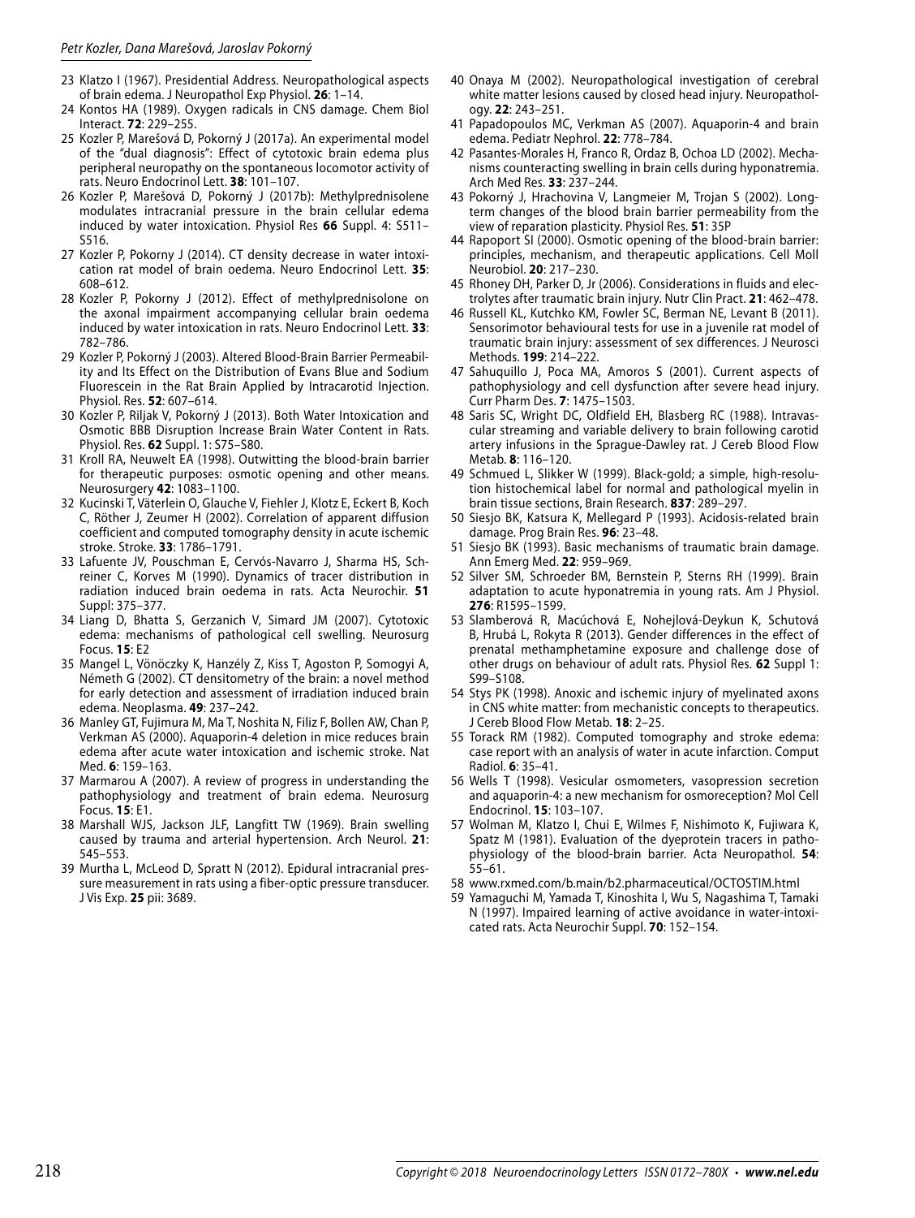23 Klatzo I (1967). Presidential Address. Neuropathological aspects of brain edema. J Neuropathol Exp Physiol. **26**: 1–14.

24 Kontos HA (1989). Oxygen radicals in CNS damage. Chem Biol Interact. **72**: 229–255.

25 Kozler P, Marešová D, Pokorný J (2017a). An experimental model of the "dual diagnosis": Effect of cytotoxic brain edema plus peripheral neuropathy on the spontaneous locomotor activity of rats. Neuro Endocrinol Lett. **38**: 101–107.

26 Kozler P, Marešová D, Pokorný J (2017b): Methylprednisolene modulates intracranial pressure in the brain cellular edema induced by water intoxication. Physiol Res **66** Suppl. 4: S511–S516.

27 Kozler P, Pokorny J (2014). CT density decrease in water intoxication rat model of brain oedema. Neuro Endocrinol Lett. **35**: 608–612.

28 Kozler P, Pokorny J (2012). Effect of methylprednisolone on the axonal impairment accompanying cellular brain oedema induced by water intoxication in rats. Neuro Endocrinol Lett. **33**: 782–786.

29 Kozler P, Pokorný J (2003). Altered Blood-Brain Barrier Permeability and Its Effect on the Distribution of Evans Blue and Sodium Fluorescein in the Rat Brain Applied by Intracarotid Injection. Physiol. Res. **52**: 607–614.

30 Kozler P, Riljak V, Pokorný J (2013). Both Water Intoxication and Osmotic BBB Disruption Increase Brain Water Content in Rats. Physiol. Res. **62** Suppl. 1: S75–S80.

31 Kroll RA, Neuwelt EA (1998). Outwitting the blood-brain barrier for therapeutic purposes: osmotic opening and other means. Neurosurgery **42**: 1083–1100.

32 Kucinski T, Väterlein O, Glauche V, Fiehler J, Klotz E, Eckert B, Koch C, Röther J, Zeumer H (2002). Correlation of apparent diffusion coefficient and computed tomography density in acute ischemic stroke. Stroke. **33**: 1786–1791.

33 Lafuente JV, Pouschman E, Cervós-Navarro J, Sharma HS, Schreiner C, Korves M (1990). Dynamics of tracer distribution in radiation induced brain oedema in rats. Acta Neurochir. **51** Suppl: 375–377.

34 Liang D, Bhatta S, Gerzanich V, Simard JM (2007). Cytotoxic edema: mechanisms of pathological cell swelling. Neurosurg Focus. **15**: E2

35 Mangel L, Vönöczky K, Hanzély Z, Kiss T, Agoston P, Somogyi A, Németh G (2002). CT densitometry of the brain: a novel method for early detection and assessment of irradiation induced brain edema. Neoplasma. **49**: 237–242.

36 Manley GT, Fujimura M, Ma T, Noshita N, Filiz F, Bollen AW, Chan P, Verkman AS (2000). Aquaporin-4 deletion in mice reduces brain edema after acute water intoxication and ischemic stroke. Nat Med. **6**: 159–163.

37 Marmarou A (2007). A review of progress in understanding the pathophysiology and treatment of brain edema. Neurosurg Focus. **15**: E1.

38 Marshall WJS, Jackson JLF, Langfitt TW (1969). Brain swelling caused by trauma and arterial hypertension. Arch Neurol. **21**: 545–553.

39 Murtha L, McLeod D, Spratt N (2012). Epidural intracranial pressure measurement in rats using a fiber-optic pressure transducer. J Vis Exp. **25** pii: 3689.

40 Onaya M (2002). Neuropathological investigation of cerebral white matter lesions caused by closed head injury. Neuropathology. **22**: 243–251.

41 Papadopoulos MC, Verkman AS (2007). Aquaporin-4 and brain edema. Pediatr Nephrol. **22**: 778–784.

42 Pasantes-Morales H, Franco R, Ordaz B, Ochoa LD (2002). Mechanisms counteracting swelling in brain cells during hyponatremia. Arch Med Res. **33**: 237–244.

43 Pokorný J, Hrachovina V, Langmeier M, Trojan S (2002). Long-term changes of the blood brain barrier permeability from the view of reparation plasticity. Physiol Res. **51**: 35P

44 Rapoport SI (2000). Osmotic opening of the blood-brain barrier: principles, mechanism, and therapeutic applications. Cell Moll Neurobiol. **20**: 217–230.

45 Rhoney DH, Parker D, Jr (2006). Considerations in fluids and electrolytes after traumatic brain injury. Nutr Clin Pract. **21**: 462–478.

46 Russell KL, Kutchko KM, Fowler SC, Berman NE, Levant B (2011). Sensorimotor behavioural tests for use in a juvenile rat model of traumatic brain injury: assessment of sex differences. J Neurosci Methods. **199**: 214–222.

47 Sahuquillo J, Poca MA, Amoros S (2001). Current aspects of pathophysiology and cell dysfunction after severe head injury. Curr Pharm Des. **7**: 1475–1503.

48 Saris SC, Wright DC, Oldfield EH, Blasberg RC (1988). Intravascular streaming and variable delivery to brain following carotid artery infusions in the Sprague-Dawley rat. J Cereb Blood Flow Metab. **8**: 116–120.

49 Schmued L, Slikker W (1999). Black-gold; a simple, high-resolution histochemical label for normal and pathological myelin in brain tissue sections, Brain Research. **837**: 289–297.

50 Siesjo BK, Katsura K, Mellegard P (1993). Acidosis-related brain damage. Prog Brain Res. **96**: 23–48.

51 Siesjo BK (1993). Basic mechanisms of traumatic brain damage. Ann Emerg Med. **22**: 959–969.

52 Silver SM, Schroeder BM, Bernstein P, Sterns RH (1999). Brain adaptation to acute hyponatremia in young rats. Am J Physiol. **276**: R1595–1599.

53 Slamberová R, Macúchová E, Nohejlová-Deykun K, Schutová B, Hrubá L, Rokyta R (2013). Gender differences in the effect of prenatal methamphetamine exposure and challenge dose of other drugs on behaviour of adult rats. Physiol Res. **62** Suppl 1: S99–S108.

54 Stys PK (1998). Anoxic and ischemic injury of myelinated axons in CNS white matter: from mechanistic concepts to therapeutics. J Cereb Blood Flow Metab. **18**: 2–25.

55 Torack RM (1982). Computed tomography and stroke edema: case report with an analysis of water in acute infarction. Comput Radiol. **6**: 35–41.

56 Wells T (1998). Vesicular osmometers, vasopression secretion and aquaporin-4: a new mechanism for osmoreception? Mol Cell Endocrinol. **15**: 103–107.

57 Wolman M, Klatzo I, Chui E, Wilmes F, Nishimoto K, Fujiwara K, Spatz M (1981). Evaluation of the dyeprotein tracers in pathophysiology of the blood-brain barrier. Acta Neuropathol. **54**: 55–61.

58 www.rxmed.com/b.main/b2.pharmaceutical/OCTOSTIM.html

59 Yamaguchi M, Yamada T, Kinoshita I, Wu S, Nagashima T, Tamaki N (1997). Impaired learning of active avoidance in water-intoxicated rats. Acta Neurochir Suppl. **70**: 152–154.